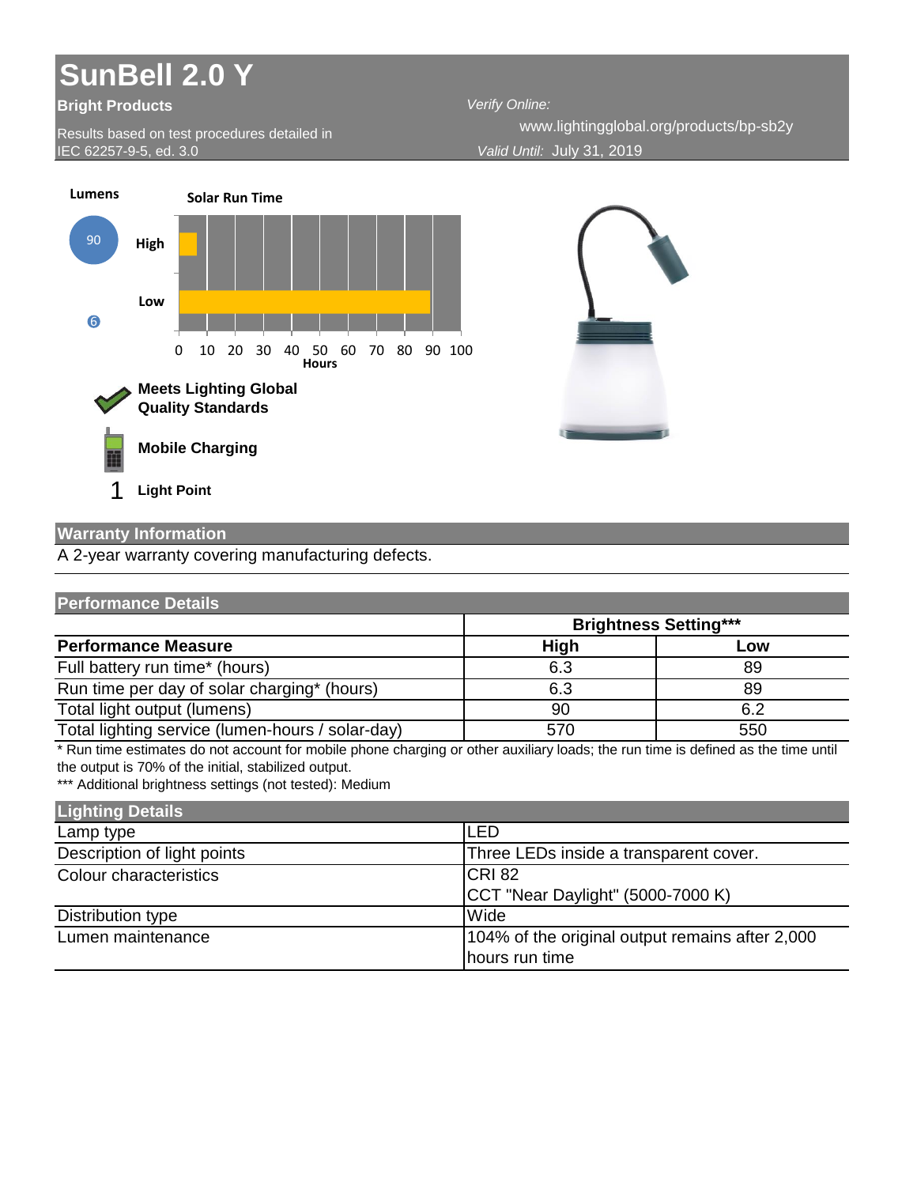# SunBell 2.0 Y

**Bright Products**

Results based on test procedures detailed in IEC 62257-9-5, ed. 3.0

*Verify Online:* www.lightingglobal.org/products/bp-sb2y

*Valid Until:* July 31, 2019

**Lumens**

90

**Solar Run Time**

High

Low

6

0 10 20 30 40 50 60 70 80 90 100

Hours

**Meets Lighting Global Quality Standards**

**Mobile Charging**

1 **Light Point**

## Warranty Information

A 2-year warranty covering manufacturing defects.

## Performance Details

| | Brightness Setting*** | |
|---|---|---|
| **Performance Measure** | **High** | **Low** |
| Full battery run time* (hours) | 6.3 | 89 |
| Run time per day of solar charging* (hours) | 6.3 | 89 |
| Total light output (lumens) | 90 | 6.2 |
| Total lighting service (lumen-hours / solar-day) | 570 | 550 |

* Run time estimates do not account for mobile phone charging or other auxiliary loads; the run time is defined as the time until the output is 70% of the initial, stabilized output.

*** Additional brightness settings (not tested): Medium

## Lighting Details

| | |
|---|---|
| Lamp type | LED |
| Description of light points | Three LEDs inside a transparent cover. |
| Colour characteristics | CRI 82<br>CCT "Near Daylight" (5000-7000 K) |
| Distribution type | Wide |
| Lumen maintenance | 104% of the original output remains after 2,000 hours run time |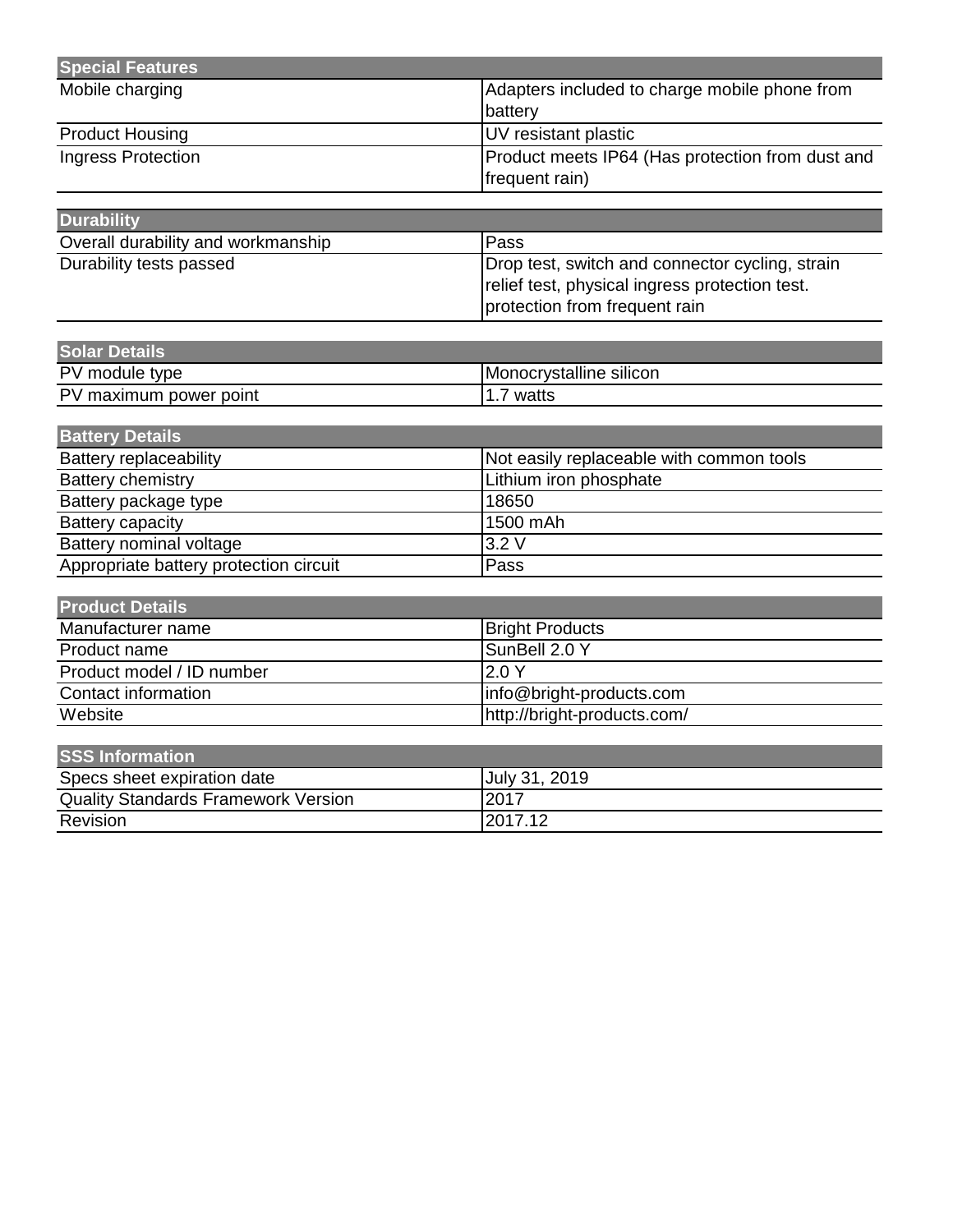| Special Features | |
|---|---|
| Mobile charging | Adapters included to charge mobile phone from battery |
| Product Housing | UV resistant plastic |
| Ingress Protection | Product meets IP64 (Has protection from dust and frequent rain) |

| Durability | |
|---|---|
| Overall durability and workmanship | Pass |
| Durability tests passed | Drop test, switch and connector cycling, strain relief test, physical ingress protection test. protection from frequent rain |

| Solar Details | |
|---|---|
| PV module type | Monocrystalline silicon |
| PV maximum power point | 1.7 watts |

| Battery Details | |
|---|---|
| Battery replaceability | Not easily replaceable with common tools |
| Battery chemistry | Lithium iron phosphate |
| Battery package type | 18650 |
| Battery capacity | 1500 mAh |
| Battery nominal voltage | 3.2 V |
| Appropriate battery protection circuit | Pass |

| Product Details | |
|---|---|
| Manufacturer name | Bright Products |
| Product name | SunBell 2.0 Y |
| Product model / ID number | 2.0 Y |
| Contact information | info@bright-products.com |
| Website | http://bright-products.com/ |

| SSS Information | |
|---|---|
| Specs sheet expiration date | July 31, 2019 |
| Quality Standards Framework Version | 2017 |
| Revision | 2017.12 |